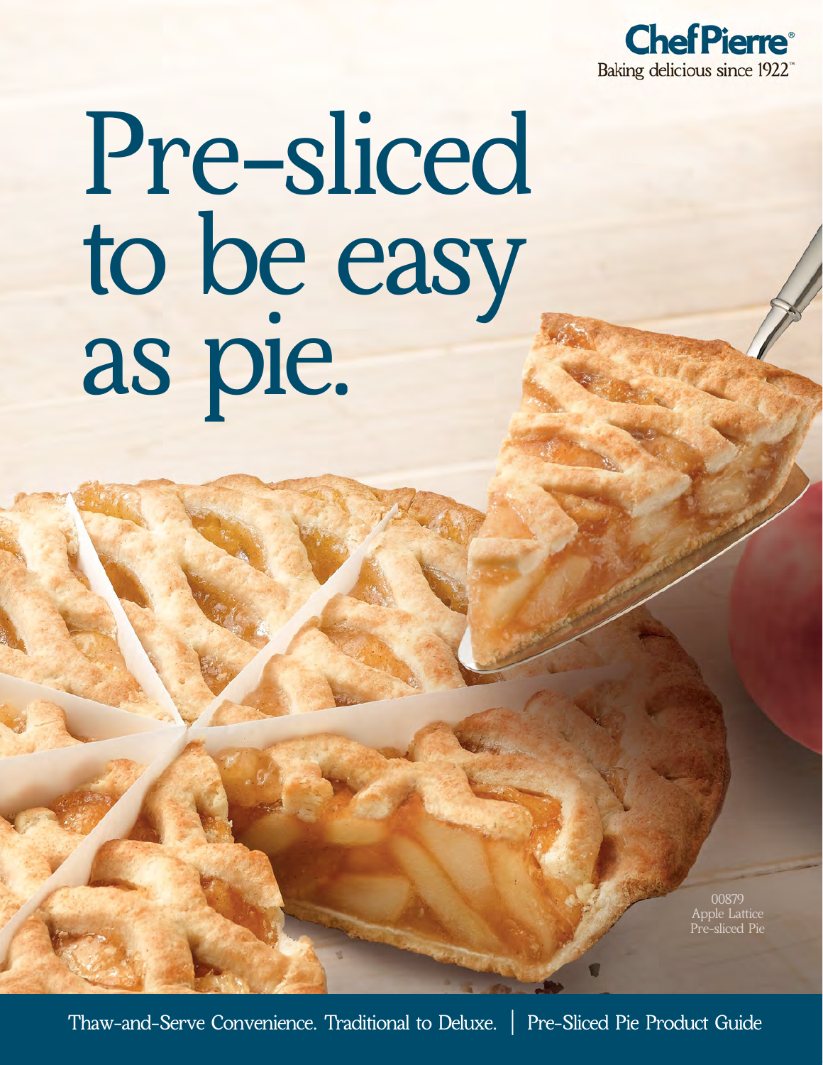Chef Pierre®
Baking delicious since 1922™

# Pre-sliced to be easy as pie.

00879
Apple Lattice
Pre-sliced Pie

Thaw-and-Serve Convenience. Traditional to Deluxe. | Pre-Sliced Pie Product Guide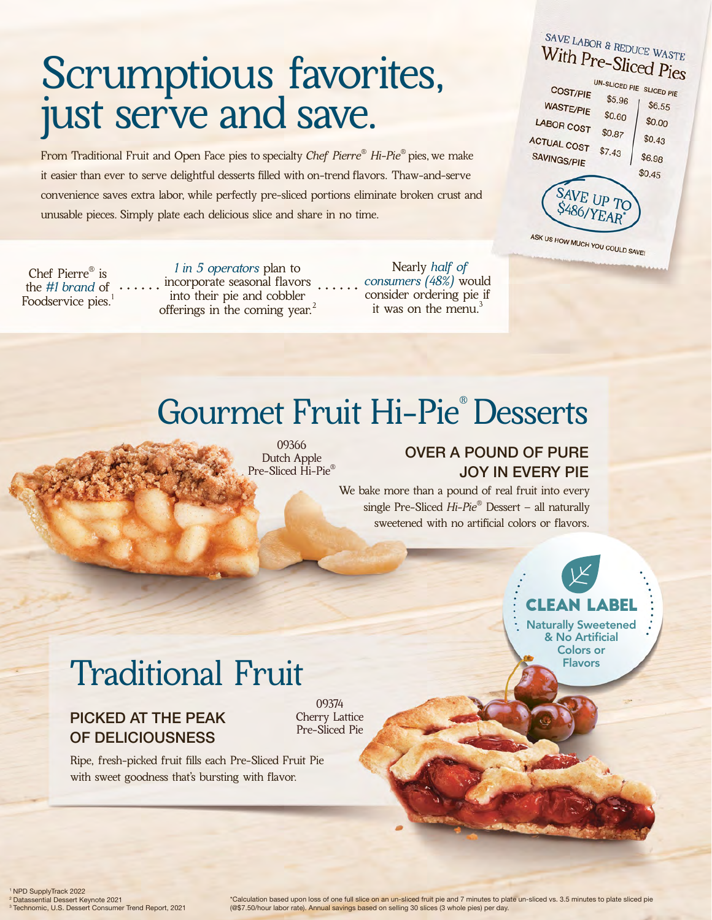# Scrumptious favorites, just serve and save.

From Traditional Fruit and Open Face pies to specialty *Chef Pierre®* *Hi-Pie®* pies, we make it easier than ever to serve delightful desserts filled with on-trend flavors. Thaw-and-serve convenience saves extra labor, while perfectly pre-sliced portions eliminate broken crust and unusable pieces. Simply plate each delicious slice and share in no time.

## SAVE LABOR & REDUCE WASTE With Pre-Sliced Pies

| | UN-SLICED PIE | SLICED PIE |
|---|---|---|
| COST/PIE | $5.96 | $6.55 |
| WASTE/PIE | $0.60 | $0.00 |
| LABOR COST | $0.87 | $0.43 |
| ACTUAL COST | $7.43 | $6.98 |
| SAVINGS/PIE | | $0.45 |

SAVE UP TO $486/YEAR*

ASK US HOW MUCH YOU COULD SAVE!

Chef Pierre® is the *#1 brand* of Foodservice pies.[1]

*1 in 5 operators* plan to incorporate seasonal flavors into their pie and cobbler offerings in the coming year.[2]

Nearly *half of consumers (48%)* would consider ordering pie if it was on the menu.[3]

## Gourmet Fruit Hi-Pie® Desserts

09366
Dutch Apple
Pre-Sliced Hi-Pie®

### OVER A POUND OF PURE JOY IN EVERY PIE

We bake more than a pound of real fruit into every single Pre-Sliced *Hi-Pie®* Dessert – all naturally sweetened with no artificial colors or flavors.

**CLEAN LABEL**
Naturally Sweetened & No Artificial Colors or Flavors

## Traditional Fruit

### PICKED AT THE PEAK OF DELICIOUSNESS

Ripe, fresh-picked fruit fills each Pre-Sliced Fruit Pie with sweet goodness that's bursting with flavor.

09374
Cherry Lattice
Pre-Sliced Pie

[1] NPD SupplyTrack 2022
[2] Datassential Dessert Keynote 2021
[3] Technomic, U.S. Dessert Consumer Trend Report, 2021

*Calculation based upon loss of one full slice on an un-sliced fruit pie and 7 minutes to plate un-sliced vs. 3.5 minutes to plate sliced pie (@$7.50/hour labor rate). Annual savings based on selling 30 slices (3 whole pies) per day.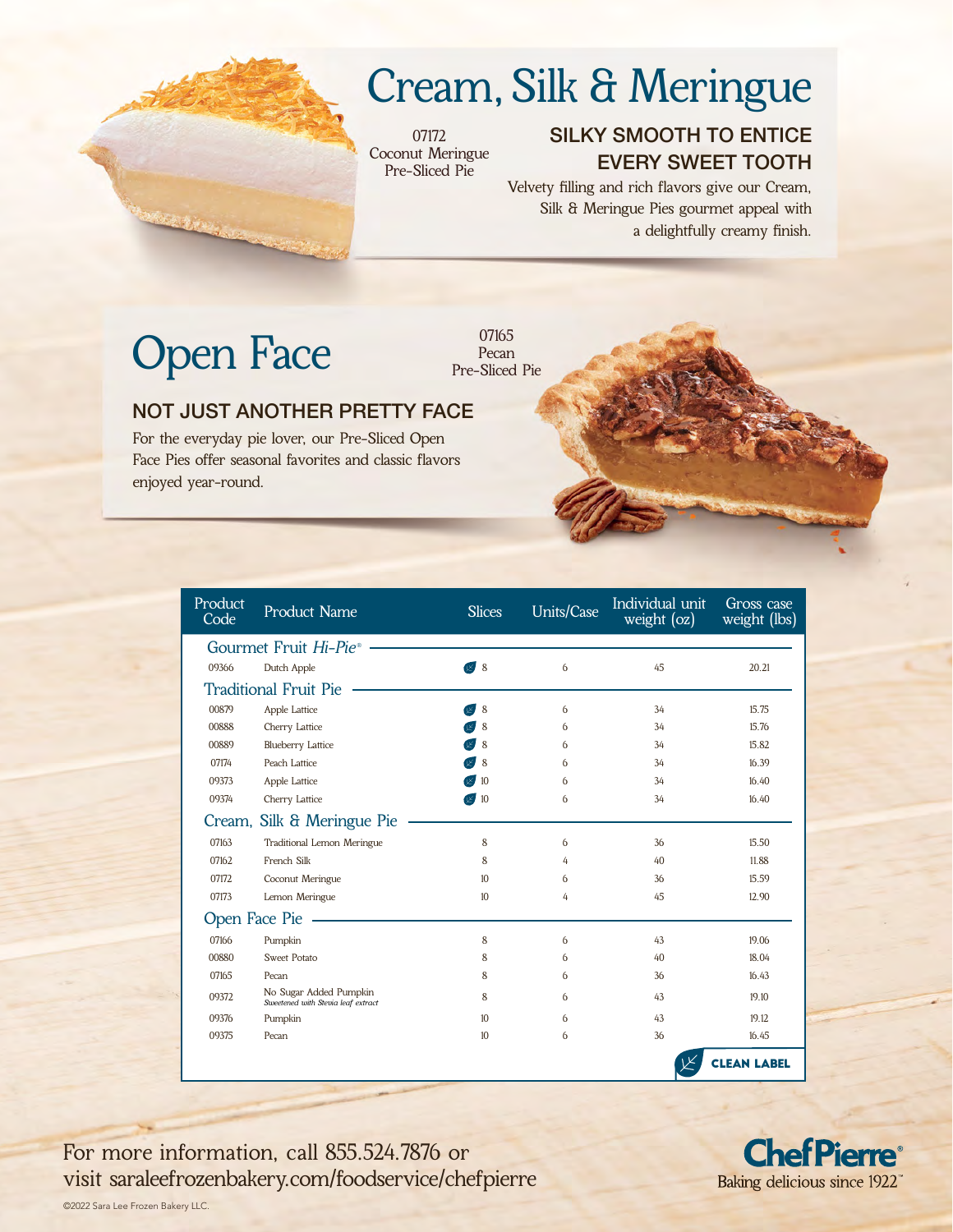# Cream, Silk & Meringue

07172
Coconut Meringue
Pre-Sliced Pie

## SILKY SMOOTH TO ENTICE EVERY SWEET TOOTH

Velvety filling and rich flavors give our Cream, Silk & Meringue Pies gourmet appeal with a delightfully creamy finish.

# Open Face

07165
Pecan
Pre-Sliced Pie

## NOT JUST ANOTHER PRETTY FACE

For the everyday pie lover, our Pre-Sliced Open Face Pies offer seasonal favorites and classic flavors enjoyed year-round.

| Product Code | Product Name | Slices | Units/Case | Individual unit weight (oz) | Gross case weight (lbs) |
|---|---|---|---|---|---|
| **Gourmet Fruit *Hi-Pie*®** | | | | | |
| 09366 | Dutch Apple | (Clean Label) 8 | 6 | 45 | 20.21 |
| **Traditional Fruit Pie** | | | | | |
| 00879 | Apple Lattice | (Clean Label) 8 | 6 | 34 | 15.75 |
| 00888 | Cherry Lattice | (Clean Label) 8 | 6 | 34 | 15.76 |
| 00889 | Blueberry Lattice | (Clean Label) 8 | 6 | 34 | 15.82 |
| 07174 | Peach Lattice | (Clean Label) 8 | 6 | 34 | 16.39 |
| 09373 | Apple Lattice | (Clean Label) 10 | 6 | 34 | 16.40 |
| 09374 | Cherry Lattice | (Clean Label) 10 | 6 | 34 | 16.40 |
| **Cream, Silk & Meringue Pie** | | | | | |
| 07163 | Traditional Lemon Meringue | 8 | 6 | 36 | 15.50 |
| 07162 | French Silk | 8 | 4 | 40 | 11.88 |
| 07172 | Coconut Meringue | 10 | 6 | 36 | 15.59 |
| 07173 | Lemon Meringue | 10 | 4 | 45 | 12.90 |
| **Open Face Pie** | | | | | |
| 07166 | Pumpkin | 8 | 6 | 43 | 19.06 |
| 00880 | Sweet Potato | 8 | 6 | 40 | 18.04 |
| 07165 | Pecan | 8 | 6 | 36 | 16.43 |
| 09372 | No Sugar Added Pumpkin *Sweetened with Stevia leaf extract* | 8 | 6 | 43 | 19.10 |
| 09376 | Pumpkin | 10 | 6 | 43 | 19.12 |
| 09375 | Pecan | 10 | 6 | 36 | 16.45 |

CLEAN LABEL

For more information, call 855.524.7876 or visit saraleefrozenbakery.com/foodservice/chefpierre

Chef Pierre®
Baking delicious since 1922™

©2022 Sara Lee Frozen Bakery LLC.